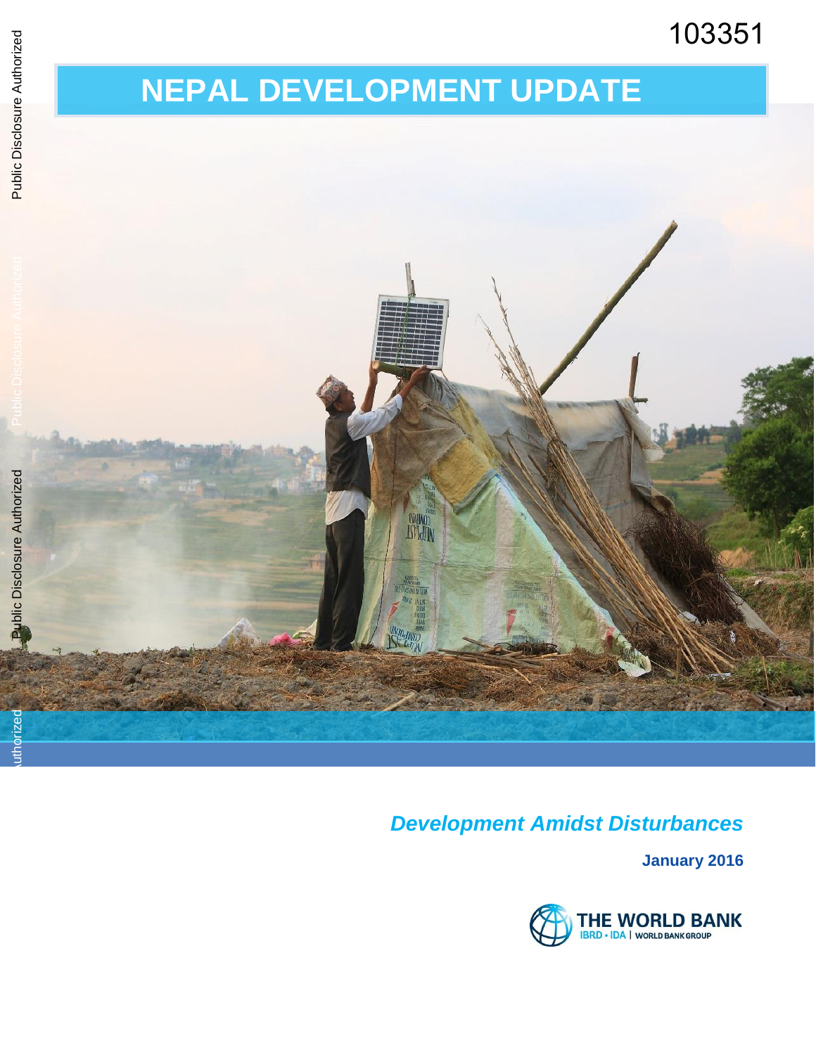103351

# NEPAL DEVELOPMENT UPDATE

*Development Amidst Disturbances*

**January 2016**

THE WORLD BANK
IBRD • IDA | WORLD BANK GROUP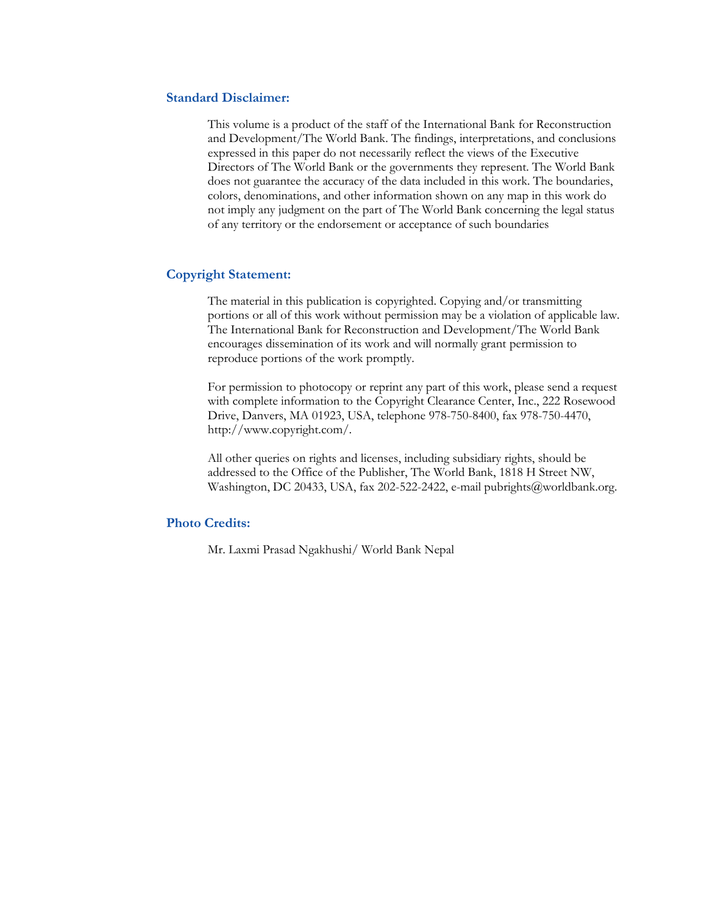## Standard Disclaimer:

This volume is a product of the staff of the International Bank for Reconstruction and Development/The World Bank. The findings, interpretations, and conclusions expressed in this paper do not necessarily reflect the views of the Executive Directors of The World Bank or the governments they represent. The World Bank does not guarantee the accuracy of the data included in this work. The boundaries, colors, denominations, and other information shown on any map in this work do not imply any judgment on the part of The World Bank concerning the legal status of any territory or the endorsement or acceptance of such boundaries

## Copyright Statement:

The material in this publication is copyrighted. Copying and/or transmitting portions or all of this work without permission may be a violation of applicable law. The International Bank for Reconstruction and Development/The World Bank encourages dissemination of its work and will normally grant permission to reproduce portions of the work promptly.

For permission to photocopy or reprint any part of this work, please send a request with complete information to the Copyright Clearance Center, Inc., 222 Rosewood Drive, Danvers, MA 01923, USA, telephone 978-750-8400, fax 978-750-4470, http://www.copyright.com/.

All other queries on rights and licenses, including subsidiary rights, should be addressed to the Office of the Publisher, The World Bank, 1818 H Street NW, Washington, DC 20433, USA, fax 202-522-2422, e-mail pubrights@worldbank.org.

## Photo Credits:

Mr. Laxmi Prasad Ngakhushi/ World Bank Nepal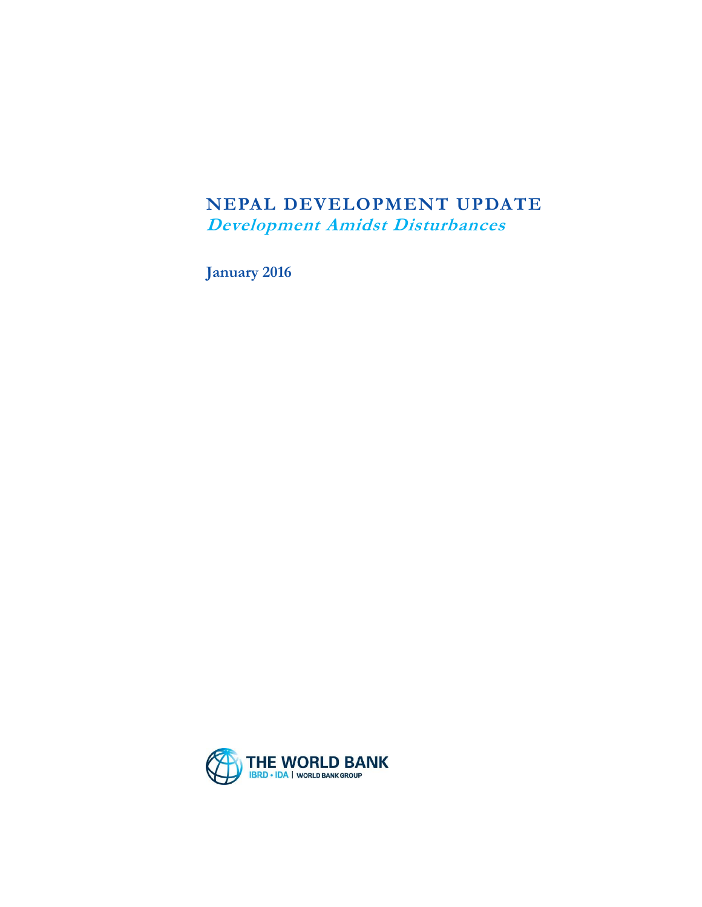# NEPAL DEVELOPMENT UPDATE

## *Development Amidst Disturbances*

**January 2016**

THE WORLD BANK
IBRD • IDA | WORLD BANK GROUP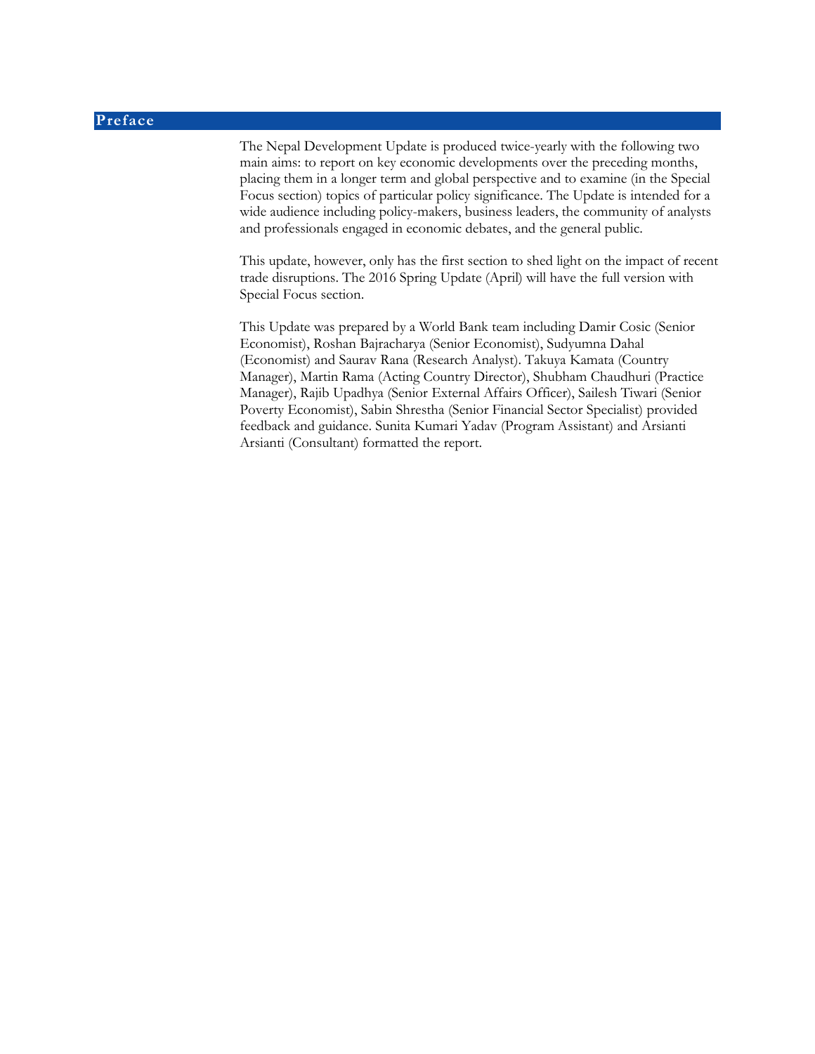# Preface

The Nepal Development Update is produced twice-yearly with the following two main aims: to report on key economic developments over the preceding months, placing them in a longer term and global perspective and to examine (in the Special Focus section) topics of particular policy significance. The Update is intended for a wide audience including policy-makers, business leaders, the community of analysts and professionals engaged in economic debates, and the general public.

This update, however, only has the first section to shed light on the impact of recent trade disruptions. The 2016 Spring Update (April) will have the full version with Special Focus section.

This Update was prepared by a World Bank team including Damir Cosic (Senior Economist), Roshan Bajracharya (Senior Economist), Sudyumna Dahal (Economist) and Saurav Rana (Research Analyst). Takuya Kamata (Country Manager), Martin Rama (Acting Country Director), Shubham Chaudhuri (Practice Manager), Rajib Upadhya (Senior External Affairs Officer), Sailesh Tiwari (Senior Poverty Economist), Sabin Shrestha (Senior Financial Sector Specialist) provided feedback and guidance. Sunita Kumari Yadav (Program Assistant) and Arsianti Arsianti (Consultant) formatted the report.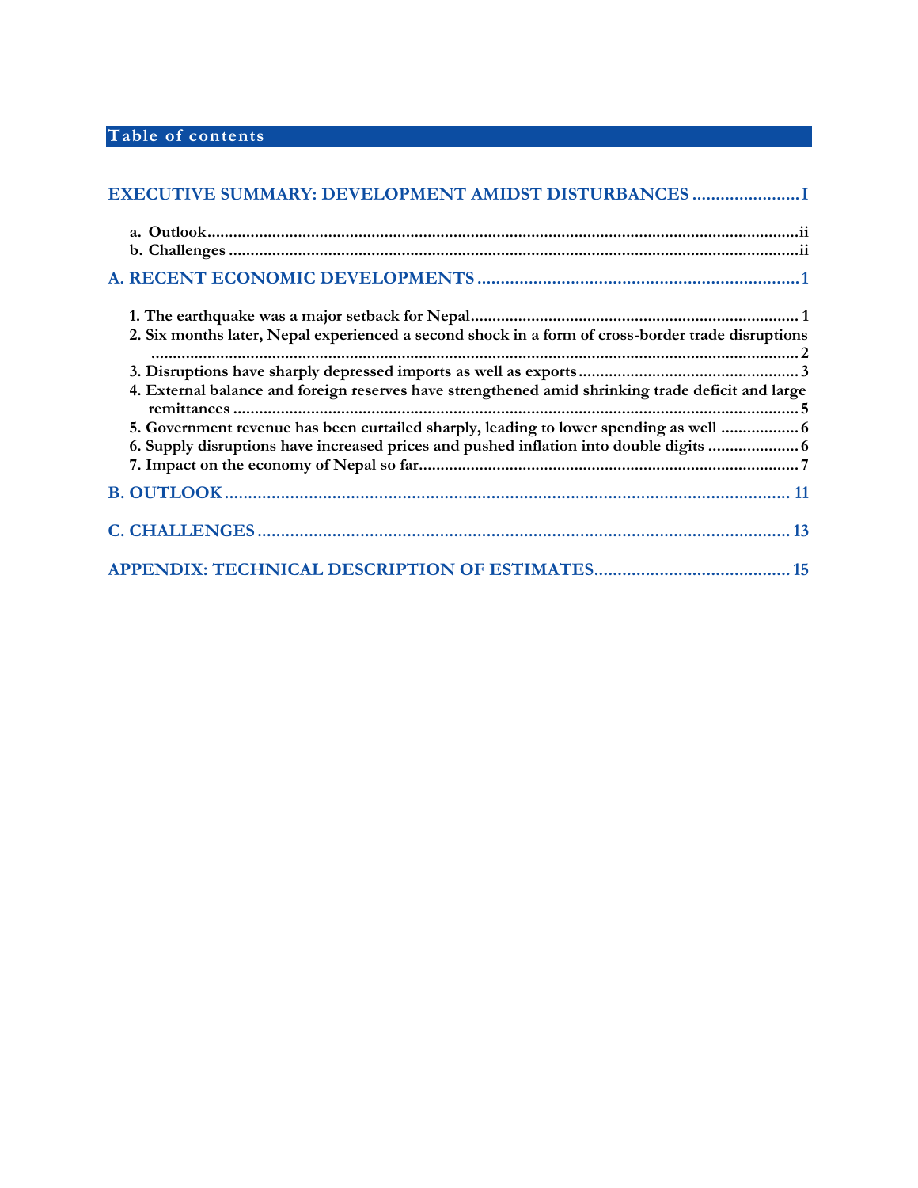## Table of contents

**EXECUTIVE SUMMARY: DEVELOPMENT AMIDST DISTURBANCES ....................... I**

- **a. Outlook ........................................................................................................ ii**
- **b. Challenges ................................................................................................... ii**

**A. RECENT ECONOMIC DEVELOPMENTS ..................................................................... 1**

- **1. The earthquake was a major setback for Nepal ........................................................ 1**
- **2. Six months later, Nepal experienced a second shock in a form of cross-border trade disruptions ........................................................................................................ 2**
- **3. Disruptions have sharply depressed imports as well as exports ............................... 3**
- **4. External balance and foreign reserves have strengthened amid shrinking trade deficit and large remittances ........................................................................................ 5**
- **5. Government revenue has been curtailed sharply, leading to lower spending as well ................. 6**
- **6. Supply disruptions have increased prices and pushed inflation into double digits .................... 6**
- **7. Impact on the economy of Nepal so far ............................................................... 7**

**B. OUTLOOK ........................................................................................................ 11**

**C. CHALLENGES .................................................................................................. 13**

**APPENDIX: TECHNICAL DESCRIPTION OF ESTIMATES ......................................... 15**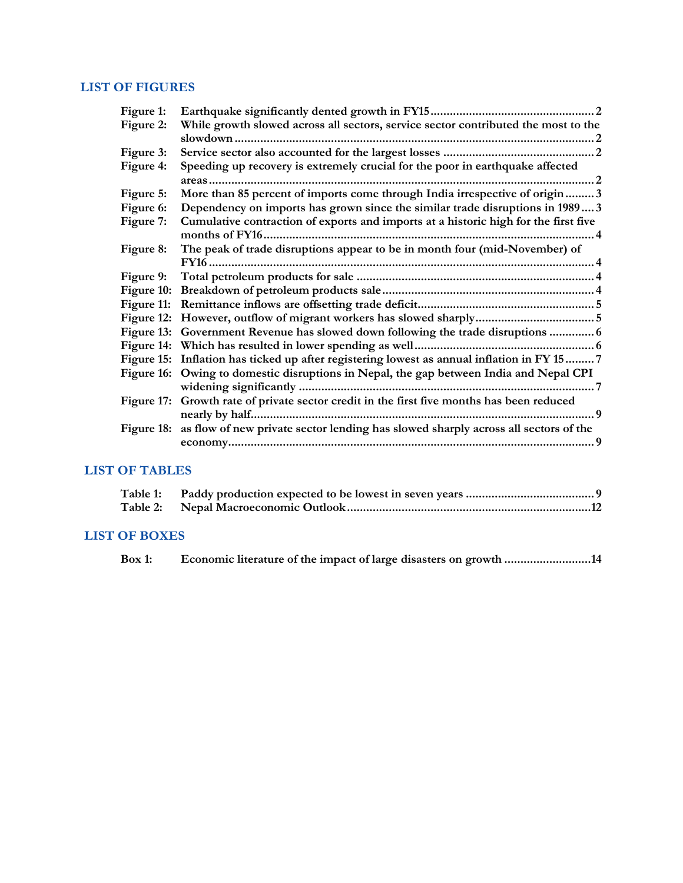## LIST OF FIGURES

**Figure 1:** Earthquake significantly dented growth in FY15 .................................................. 2
**Figure 2:** While growth slowed across all sectors, service sector contributed the most to the slowdown ................................................................................................................. 2
**Figure 3:** Service sector also accounted for the largest losses ............................................... 2
**Figure 4:** Speeding up recovery is extremely crucial for the poor in earthquake affected areas ...................................................................................................................... 2
**Figure 5:** More than 85 percent of imports come through India irrespective of origin ......... 3
**Figure 6:** Dependency on imports has grown since the similar trade disruptions in 1989 .... 3
**Figure 7:** Cumulative contraction of exports and imports at a historic high for the first five months of FY16 ...................................................................................................... 4
**Figure 8:** The peak of trade disruptions appear to be in month four (mid-November) of FY16 ....................................................................................................................... 4
**Figure 9:** Total petroleum products for sale .......................................................................... 4
**Figure 10:** Breakdown of petroleum products sale ................................................................. 4
**Figure 11:** Remittance inflows are offsetting trade deficit ...................................................... 5
**Figure 12:** However, outflow of migrant workers has slowed sharply .................................... 5
**Figure 13:** Government Revenue has slowed down following the trade disruptions ............. 6
**Figure 14:** Which has resulted in lower spending as well ........................................................ 6
**Figure 15:** Inflation has ticked up after registering lowest as annual inflation in FY 15 ......... 7
**Figure 16:** Owing to domestic disruptions in Nepal, the gap between India and Nepal CPI widening significantly ............................................................................................ 7
**Figure 17:** Growth rate of private sector credit in the first five months has been reduced nearly by half .......................................................................................................... 9
**Figure 18:** as flow of new private sector lending has slowed sharply across all sectors of the economy ................................................................................................................. 9

## LIST OF TABLES

**Table 1:** Paddy production expected to be lowest in seven years ........................................ 9
**Table 2:** Nepal Macroeconomic Outlook ............................................................................ 12

## LIST OF BOXES

**Box 1:** Economic literature of the impact of large disasters on growth ........................... 14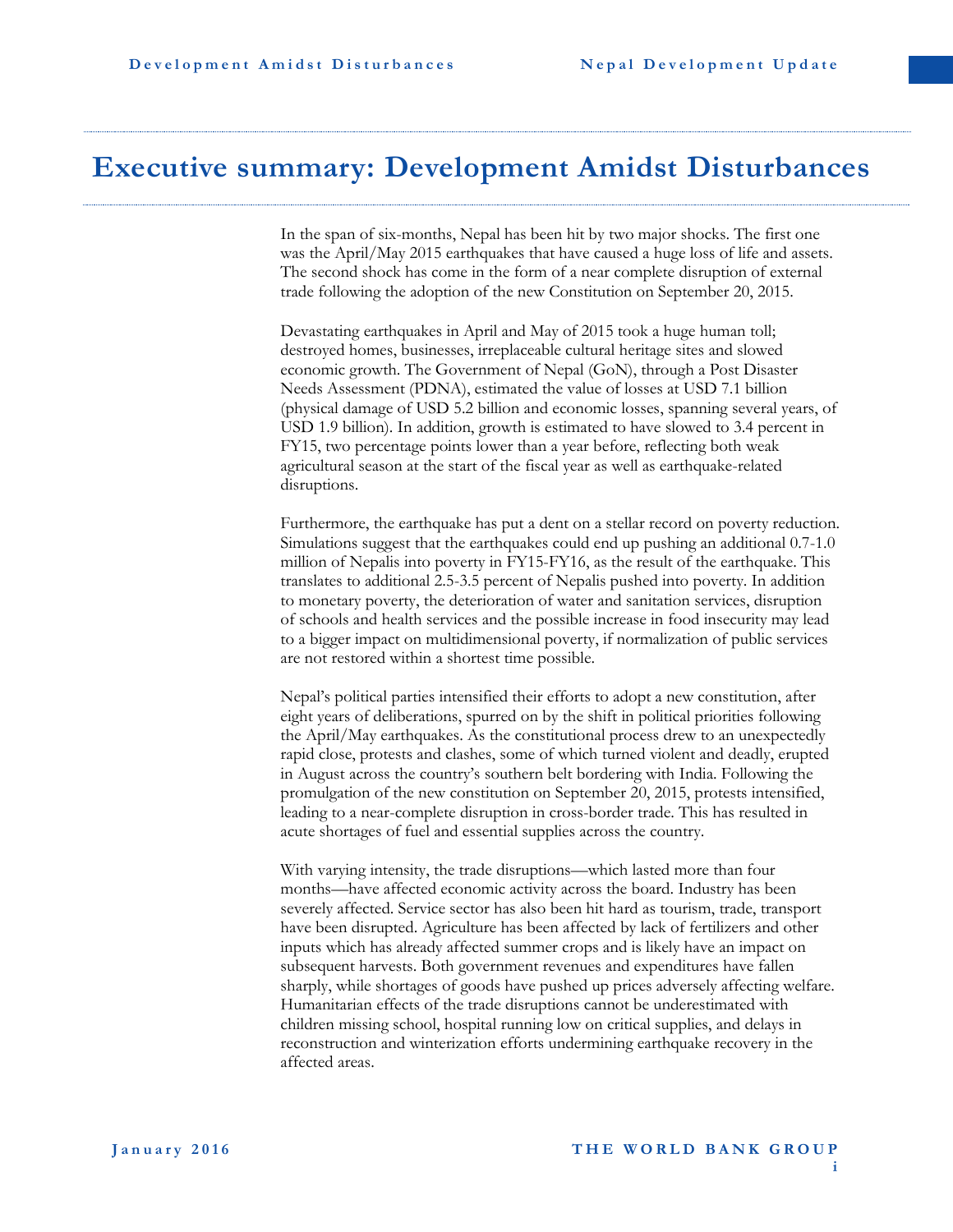# Executive summary: Development Amidst Disturbances

In the span of six-months, Nepal has been hit by two major shocks. The first one was the April/May 2015 earthquakes that have caused a huge loss of life and assets. The second shock has come in the form of a near complete disruption of external trade following the adoption of the new Constitution on September 20, 2015.

Devastating earthquakes in April and May of 2015 took a huge human toll; destroyed homes, businesses, irreplaceable cultural heritage sites and slowed economic growth. The Government of Nepal (GoN), through a Post Disaster Needs Assessment (PDNA), estimated the value of losses at USD 7.1 billion (physical damage of USD 5.2 billion and economic losses, spanning several years, of USD 1.9 billion). In addition, growth is estimated to have slowed to 3.4 percent in FY15, two percentage points lower than a year before, reflecting both weak agricultural season at the start of the fiscal year as well as earthquake-related disruptions.

Furthermore, the earthquake has put a dent on a stellar record on poverty reduction. Simulations suggest that the earthquakes could end up pushing an additional 0.7-1.0 million of Nepalis into poverty in FY15-FY16, as the result of the earthquake. This translates to additional 2.5-3.5 percent of Nepalis pushed into poverty. In addition to monetary poverty, the deterioration of water and sanitation services, disruption of schools and health services and the possible increase in food insecurity may lead to a bigger impact on multidimensional poverty, if normalization of public services are not restored within a shortest time possible.

Nepal's political parties intensified their efforts to adopt a new constitution, after eight years of deliberations, spurred on by the shift in political priorities following the April/May earthquakes. As the constitutional process drew to an unexpectedly rapid close, protests and clashes, some of which turned violent and deadly, erupted in August across the country's southern belt bordering with India. Following the promulgation of the new constitution on September 20, 2015, protests intensified, leading to a near-complete disruption in cross-border trade. This has resulted in acute shortages of fuel and essential supplies across the country.

With varying intensity, the trade disruptions—which lasted more than four months—have affected economic activity across the board. Industry has been severely affected. Service sector has also been hit hard as tourism, trade, transport have been disrupted. Agriculture has been affected by lack of fertilizers and other inputs which has already affected summer crops and is likely have an impact on subsequent harvests. Both government revenues and expenditures have fallen sharply, while shortages of goods have pushed up prices adversely affecting welfare. Humanitarian effects of the trade disruptions cannot be underestimated with children missing school, hospital running low on critical supplies, and delays in reconstruction and winterization efforts undermining earthquake recovery in the affected areas.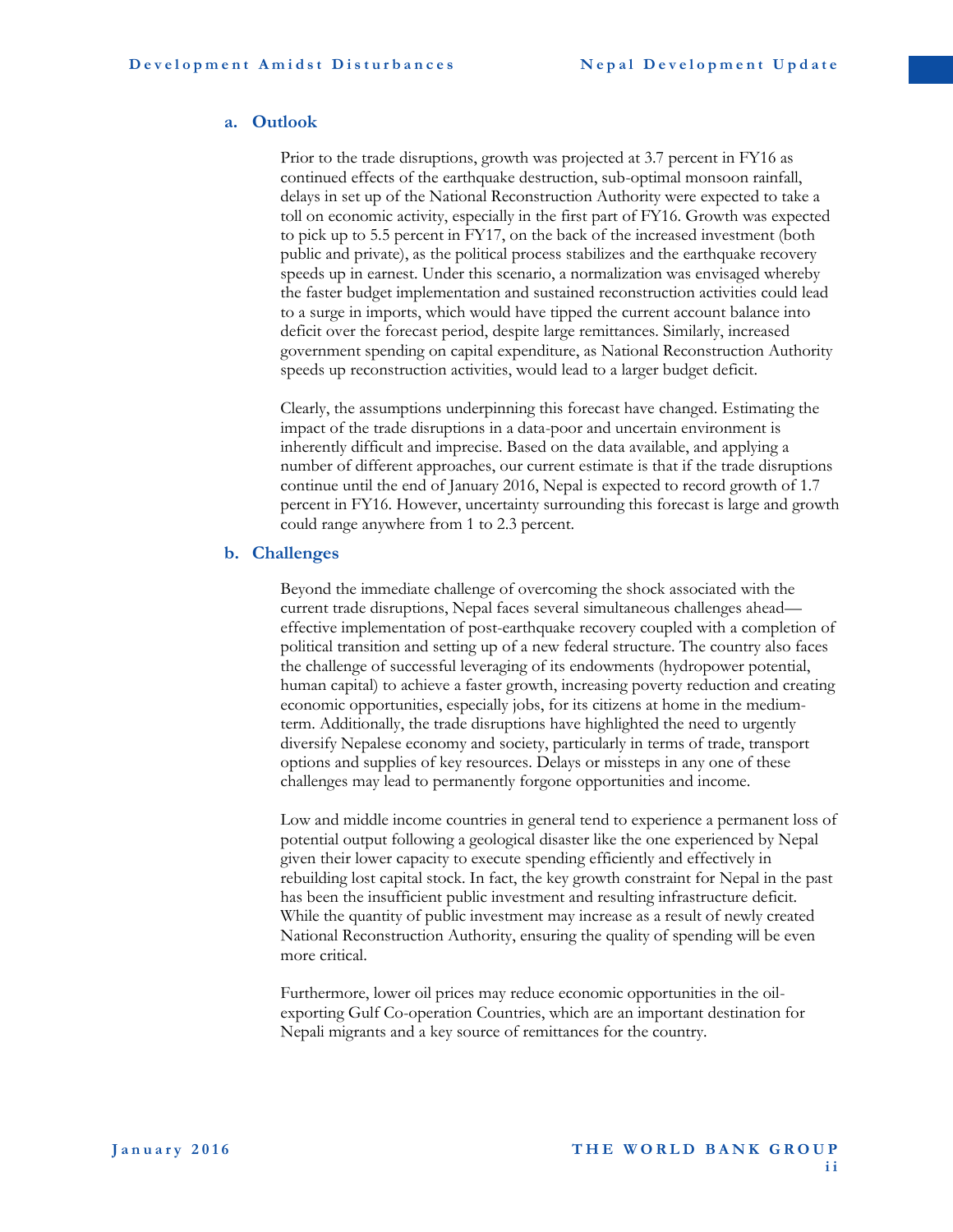### a. Outlook

Prior to the trade disruptions, growth was projected at 3.7 percent in FY16 as continued effects of the earthquake destruction, sub-optimal monsoon rainfall, delays in set up of the National Reconstruction Authority were expected to take a toll on economic activity, especially in the first part of FY16. Growth was expected to pick up to 5.5 percent in FY17, on the back of the increased investment (both public and private), as the political process stabilizes and the earthquake recovery speeds up in earnest. Under this scenario, a normalization was envisaged whereby the faster budget implementation and sustained reconstruction activities could lead to a surge in imports, which would have tipped the current account balance into deficit over the forecast period, despite large remittances. Similarly, increased government spending on capital expenditure, as National Reconstruction Authority speeds up reconstruction activities, would lead to a larger budget deficit.

Clearly, the assumptions underpinning this forecast have changed. Estimating the impact of the trade disruptions in a data-poor and uncertain environment is inherently difficult and imprecise. Based on the data available, and applying a number of different approaches, our current estimate is that if the trade disruptions continue until the end of January 2016, Nepal is expected to record growth of 1.7 percent in FY16. However, uncertainty surrounding this forecast is large and growth could range anywhere from 1 to 2.3 percent.

### b. Challenges

Beyond the immediate challenge of overcoming the shock associated with the current trade disruptions, Nepal faces several simultaneous challenges ahead—effective implementation of post-earthquake recovery coupled with a completion of political transition and setting up of a new federal structure. The country also faces the challenge of successful leveraging of its endowments (hydropower potential, human capital) to achieve a faster growth, increasing poverty reduction and creating economic opportunities, especially jobs, for its citizens at home in the medium-term. Additionally, the trade disruptions have highlighted the need to urgently diversify Nepalese economy and society, particularly in terms of trade, transport options and supplies of key resources. Delays or missteps in any one of these challenges may lead to permanently forgone opportunities and income.

Low and middle income countries in general tend to experience a permanent loss of potential output following a geological disaster like the one experienced by Nepal given their lower capacity to execute spending efficiently and effectively in rebuilding lost capital stock. In fact, the key growth constraint for Nepal in the past has been the insufficient public investment and resulting infrastructure deficit. While the quantity of public investment may increase as a result of newly created National Reconstruction Authority, ensuring the quality of spending will be even more critical.

Furthermore, lower oil prices may reduce economic opportunities in the oil-exporting Gulf Co-operation Countries, which are an important destination for Nepali migrants and a key source of remittances for the country.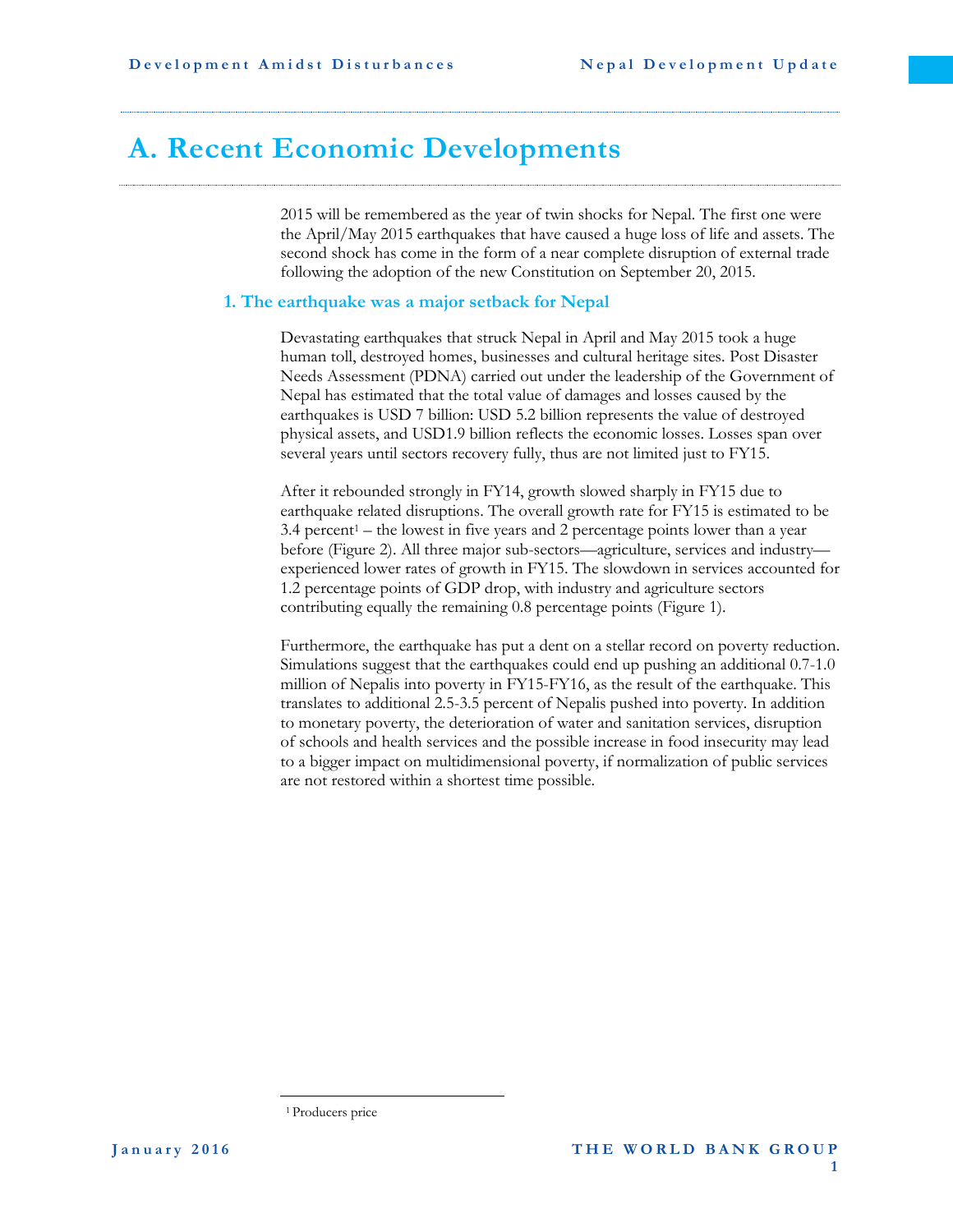# A. Recent Economic Developments

2015 will be remembered as the year of twin shocks for Nepal. The first one were the April/May 2015 earthquakes that have caused a huge loss of life and assets. The second shock has come in the form of a near complete disruption of external trade following the adoption of the new Constitution on September 20, 2015.

## 1. The earthquake was a major setback for Nepal

Devastating earthquakes that struck Nepal in April and May 2015 took a huge human toll, destroyed homes, businesses and cultural heritage sites. Post Disaster Needs Assessment (PDNA) carried out under the leadership of the Government of Nepal has estimated that the total value of damages and losses caused by the earthquakes is USD 7 billion: USD 5.2 billion represents the value of destroyed physical assets, and USD1.9 billion reflects the economic losses. Losses span over several years until sectors recovery fully, thus are not limited just to FY15.

After it rebounded strongly in FY14, growth slowed sharply in FY15 due to earthquake related disruptions. The overall growth rate for FY15 is estimated to be 3.4 percent[1] – the lowest in five years and 2 percentage points lower than a year before (Figure 2). All three major sub-sectors—agriculture, services and industry—experienced lower rates of growth in FY15. The slowdown in services accounted for 1.2 percentage points of GDP drop, with industry and agriculture sectors contributing equally the remaining 0.8 percentage points (Figure 1).

Furthermore, the earthquake has put a dent on a stellar record on poverty reduction. Simulations suggest that the earthquakes could end up pushing an additional 0.7-1.0 million of Nepalis into poverty in FY15-FY16, as the result of the earthquake. This translates to additional 2.5-3.5 percent of Nepalis pushed into poverty. In addition to monetary poverty, the deterioration of water and sanitation services, disruption of schools and health services and the possible increase in food insecurity may lead to a bigger impact on multidimensional poverty, if normalization of public services are not restored within a shortest time possible.

[1] Producers price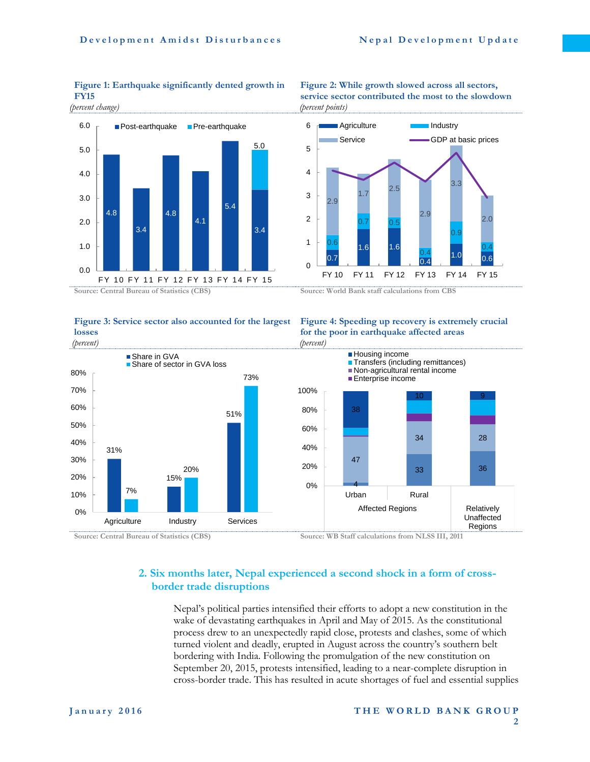**Figure 1: Earthquake significantly dented growth in FY15**

*(percent change)*

| | FY 10 | FY 11 | FY 12 | FY 13 | FY 14 | FY 15 |
|---|---|---|---|---|---|---|
| Post-earthquake | 4.8 | 3.4 | 4.8 | 4.1 | 5.4 | 3.4 |
| Pre-earthquake | | | | | | 5.0 |

Source: Central Bureau of Statistics (CBS)

**Figure 2: While growth slowed across all sectors, service sector contributed the most to the slowdown**

*(percent points)*

| | FY 10 | FY 11 | FY 12 | FY 13 | FY 14 | FY 15 |
|---|---|---|---|---|---|---|
| Agriculture | 0.7 | 1.6 | 1.6 | 0.4 | 1.0 | 0.6 |
| Industry | 0.6 | 0.7 | 0.5 | 0.4 | 0.9 | 0.4 |
| Service | 2.9 | 1.7 | 2.5 | 2.9 | 3.3 | 2.0 |

Source: World Bank staff calculations from CBS

**Figure 3: Service sector also accounted for the largest losses**

*(percent)*

| | Agriculture | Industry | Services |
|---|---|---|---|
| Share in GVA | 31% | 15% | 51% |
| Share of sector in GVA loss | 7% | 20% | 73% |

Source: Central Bureau of Statistics (CBS)

**Figure 4: Speeding up recovery is extremely crucial for the poor in earthquake affected areas**

*(percent)*

| | Affected Regions – Urban | Affected Regions – Rural | Relatively Unaffected Regions |
|---|---|---|---|
| Housing income | 38 | 10 | 9 |
| Transfers (including remittances) | | | |
| Non-agricultural rental income | 47 | 34 | 28 |
| Enterprise income | 4 | 33 | 36 |

Source: WB Staff calculations from NLSS III, 2011

## 2. Six months later, Nepal experienced a second shock in a form of cross-border trade disruptions

Nepal's political parties intensified their efforts to adopt a new constitution in the wake of devastating earthquakes in April and May of 2015. As the constitutional process drew to an unexpectedly rapid close, protests and clashes, some of which turned violent and deadly, erupted in August across the country's southern belt bordering with India. Following the promulgation of the new constitution on September 20, 2015, protests intensified, leading to a near-complete disruption in cross-border trade. This has resulted in acute shortages of fuel and essential supplies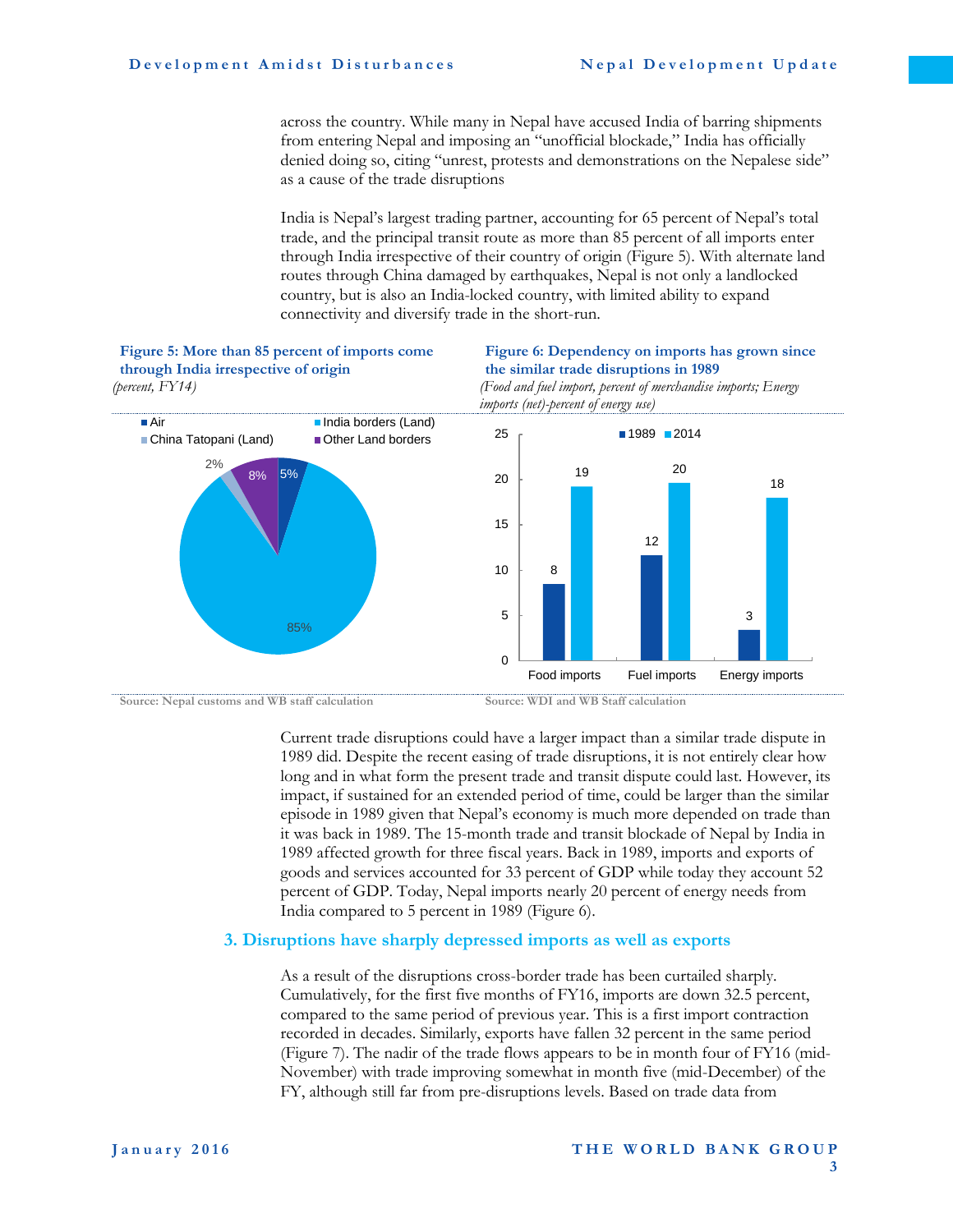across the country. While many in Nepal have accused India of barring shipments from entering Nepal and imposing an "unofficial blockade," India has officially denied doing so, citing "unrest, protests and demonstrations on the Nepalese side" as a cause of the trade disruptions

India is Nepal's largest trading partner, accounting for 65 percent of Nepal's total trade, and the principal transit route as more than 85 percent of all imports enter through India irrespective of their country of origin (Figure 5). With alternate land routes through China damaged by earthquakes, Nepal is not only a landlocked country, but is also an India-locked country, with limited ability to expand connectivity and diversify trade in the short-run.

**Figure 5: More than 85 percent of imports come through India irrespective of origin**

*(percent, FY14)*

| Route | Percent |
|---|---|
| Air | 5% |
| India borders (Land) | 85% |
| China Tatopani (Land) | 2% |
| Other Land borders | 8% |

Source: Nepal customs and WB staff calculation

**Figure 6: Dependency on imports has grown since the similar trade disruptions in 1989**

*(Food and fuel import, percent of merchandise imports; Energy imports (net)-percent of energy use)*

| | 1989 | 2014 |
|---|---|---|
| Food imports | 8 | 19 |
| Fuel imports | 12 | 20 |
| Energy imports | 3 | 18 |

Source: WDI and WB Staff calculation

Current trade disruptions could have a larger impact than a similar trade dispute in 1989 did. Despite the recent easing of trade disruptions, it is not entirely clear how long and in what form the present trade and transit dispute could last. However, its impact, if sustained for an extended period of time, could be larger than the similar episode in 1989 given that Nepal's economy is much more depended on trade than it was back in 1989. The 15-month trade and transit blockade of Nepal by India in 1989 affected growth for three fiscal years. Back in 1989, imports and exports of goods and services accounted for 33 percent of GDP while today they account 52 percent of GDP. Today, Nepal imports nearly 20 percent of energy needs from India compared to 5 percent in 1989 (Figure 6).

## 3. Disruptions have sharply depressed imports as well as exports

As a result of the disruptions cross-border trade has been curtailed sharply. Cumulatively, for the first five months of FY16, imports are down 32.5 percent, compared to the same period of previous year. This is a first import contraction recorded in decades. Similarly, exports have fallen 32 percent in the same period (Figure 7). The nadir of the trade flows appears to be in month four of FY16 (mid-November) with trade improving somewhat in month five (mid-December) of the FY, although still far from pre-disruptions levels. Based on trade data from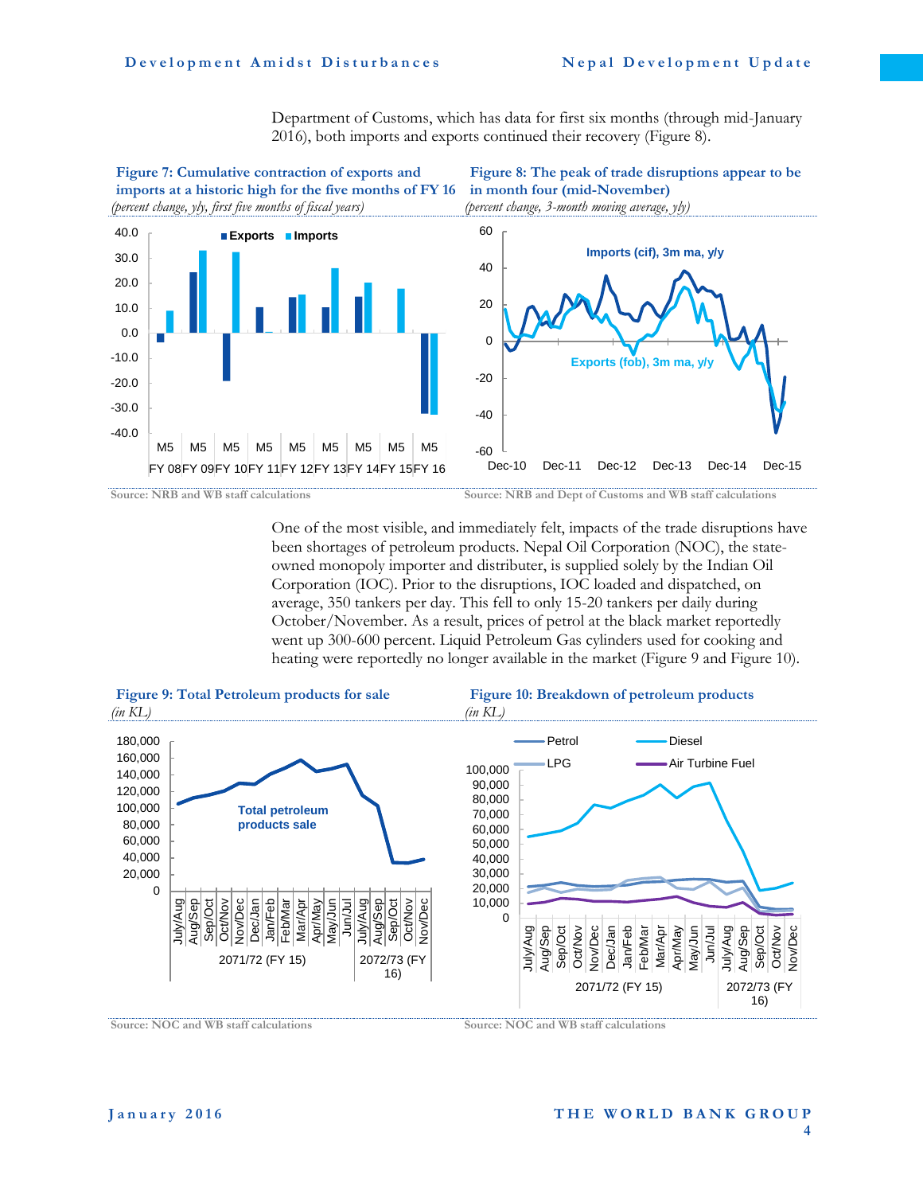Department of Customs, which has data for first six months (through mid-January 2016), both imports and exports continued their recovery (Figure 8).

**Figure 7: Cumulative contraction of exports and imports at a historic high for the five months of FY 16**

*(percent change, y/y, first five months of fiscal years)*

Source: NRB and WB staff calculations

**Figure 8: The peak of trade disruptions appear to be in month four (mid-November)**

*(percent change, 3-month moving average, y/y)*

Source: NRB and Dept of Customs and WB staff calculations

One of the most visible, and immediately felt, impacts of the trade disruptions have been shortages of petroleum products. Nepal Oil Corporation (NOC), the state-owned monopoly importer and distributer, is supplied solely by the Indian Oil Corporation (IOC). Prior to the disruptions, IOC loaded and dispatched, on average, 350 tankers per day. This fell to only 15-20 tankers per daily during October/November. As a result, prices of petrol at the black market reportedly went up 300-600 percent. Liquid Petroleum Gas cylinders used for cooking and heating were reportedly no longer available in the market (Figure 9 and Figure 10).

**Figure 9: Total Petroleum products for sale**

*(in KL)*

Source: NOC and WB staff calculations

**Figure 10: Breakdown of petroleum products**

*(in KL)*

Source: NOC and WB staff calculations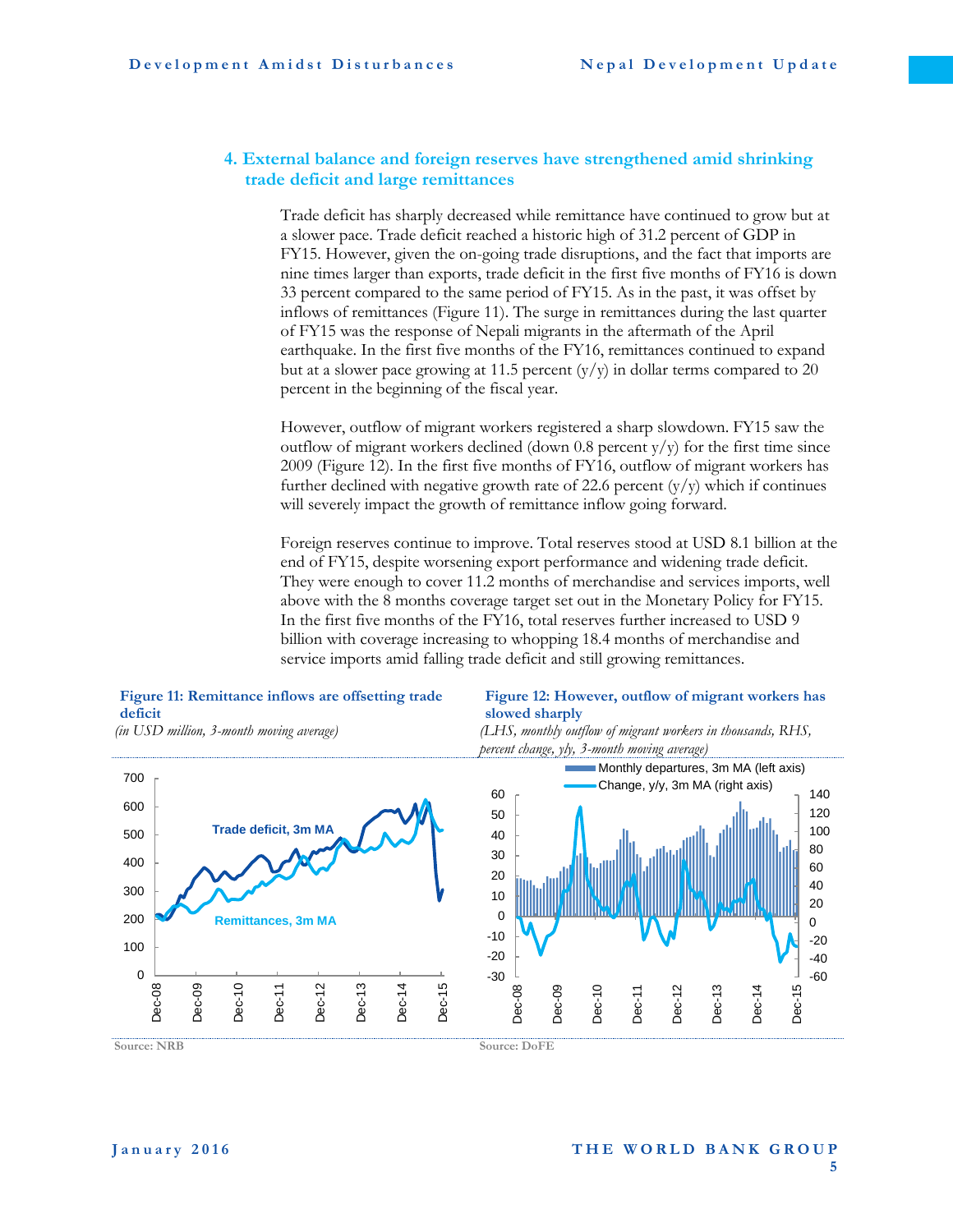## 4. External balance and foreign reserves have strengthened amid shrinking trade deficit and large remittances

Trade deficit has sharply decreased while remittance have continued to grow but at a slower pace. Trade deficit reached a historic high of 31.2 percent of GDP in FY15. However, given the on-going trade disruptions, and the fact that imports are nine times larger than exports, trade deficit in the first five months of FY16 is down 33 percent compared to the same period of FY15. As in the past, it was offset by inflows of remittances (Figure 11). The surge in remittances during the last quarter of FY15 was the response of Nepali migrants in the aftermath of the April earthquake. In the first five months of the FY16, remittances continued to expand but at a slower pace growing at 11.5 percent (y/y) in dollar terms compared to 20 percent in the beginning of the fiscal year.

However, outflow of migrant workers registered a sharp slowdown. FY15 saw the outflow of migrant workers declined (down 0.8 percent y/y) for the first time since 2009 (Figure 12). In the first five months of FY16, outflow of migrant workers has further declined with negative growth rate of 22.6 percent (y/y) which if continues will severely impact the growth of remittance inflow going forward.

Foreign reserves continue to improve. Total reserves stood at USD 8.1 billion at the end of FY15, despite worsening export performance and widening trade deficit. They were enough to cover 11.2 months of merchandise and services imports, well above with the 8 months coverage target set out in the Monetary Policy for FY15. In the first five months of the FY16, total reserves further increased to USD 9 billion with coverage increasing to whopping 18.4 months of merchandise and service imports amid falling trade deficit and still growing remittances.

**Figure 11: Remittance inflows are offsetting trade deficit**

*(in USD million, 3-month moving average)*

Source: NRB

**Figure 12: However, outflow of migrant workers has slowed sharply**

*(LHS, monthly outflow of migrant workers in thousands, RHS, percent change, y/y, 3-month moving average)*

Source: DoFE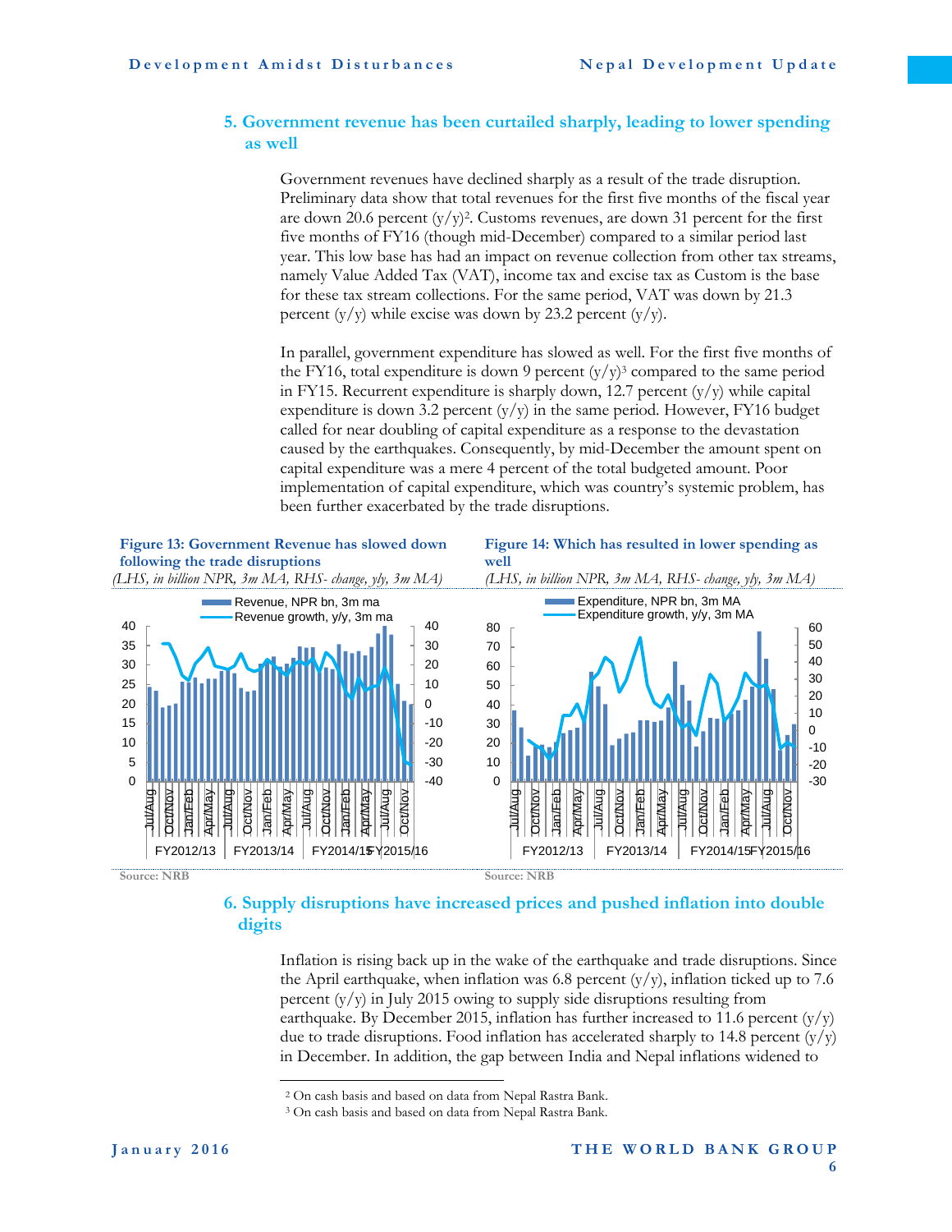## 5. Government revenue has been curtailed sharply, leading to lower spending as well

Government revenues have declined sharply as a result of the trade disruption. Preliminary data show that total revenues for the first five months of the fiscal year are down 20.6 percent (y/y)[2]. Customs revenues, are down 31 percent for the first five months of FY16 (though mid-December) compared to a similar period last year. This low base has had an impact on revenue collection from other tax streams, namely Value Added Tax (VAT), income tax and excise tax as Custom is the base for these tax stream collections. For the same period, VAT was down by 21.3 percent (y/y) while excise was down by 23.2 percent (y/y).

In parallel, government expenditure has slowed as well. For the first five months of the FY16, total expenditure is down 9 percent (y/y)[3] compared to the same period in FY15. Recurrent expenditure is sharply down, 12.7 percent (y/y) while capital expenditure is down 3.2 percent (y/y) in the same period. However, FY16 budget called for near doubling of capital expenditure as a response to the devastation caused by the earthquakes. Consequently, by mid-December the amount spent on capital expenditure was a mere 4 percent of the total budgeted amount. Poor implementation of capital expenditure, which was country's systemic problem, has been further exacerbated by the trade disruptions.

**Figure 13: Government Revenue has slowed down following the trade disruptions**

*(LHS, in billion NPR, 3m MA, RHS- change, y/y, 3m MA)*

Source: NRB

**Figure 14: Which has resulted in lower spending as well**

*(LHS, in billion NPR, 3m MA, RHS- change, y/y, 3m MA)*

Source: NRB

## 6. Supply disruptions have increased prices and pushed inflation into double digits

Inflation is rising back up in the wake of the earthquake and trade disruptions. Since the April earthquake, when inflation was 6.8 percent (y/y), inflation ticked up to 7.6 percent (y/y) in July 2015 owing to supply side disruptions resulting from earthquake. By December 2015, inflation has further increased to 11.6 percent (y/y) due to trade disruptions. Food inflation has accelerated sharply to 14.8 percent (y/y) in December. In addition, the gap between India and Nepal inflations widened to

---

[2] On cash basis and based on data from Nepal Rastra Bank.

[3] On cash basis and based on data from Nepal Rastra Bank.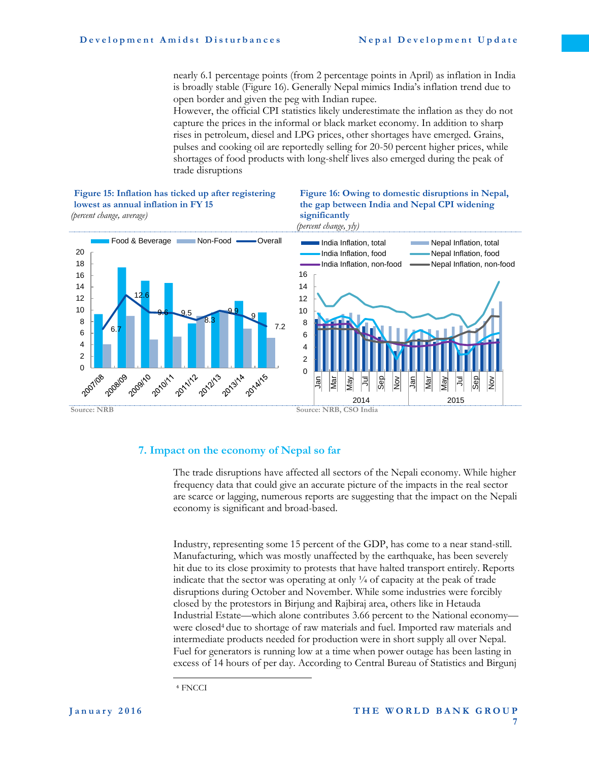nearly 6.1 percentage points (from 2 percentage points in April) as inflation in India is broadly stable (Figure 16). Generally Nepal mimics India's inflation trend due to open border and given the peg with Indian rupee.

However, the official CPI statistics likely underestimate the inflation as they do not capture the prices in the informal or black market economy. In addition to sharp rises in petroleum, diesel and LPG prices, other shortages have emerged. Grains, pulses and cooking oil are reportedly selling for 20-50 percent higher prices, while shortages of food products with long-shelf lives also emerged during the peak of trade disruptions

**Figure 15: Inflation has ticked up after registering lowest as annual inflation in FY 15**

*(percent change, average)*

Source: NRB

**Figure 16: Owing to domestic disruptions in Nepal, the gap between India and Nepal CPI widening significantly**

*(percent change, y/y)*

Source: NRB, CSO India

## 7. Impact on the economy of Nepal so far

The trade disruptions have affected all sectors of the Nepali economy. While higher frequency data that could give an accurate picture of the impacts in the real sector are scarce or lagging, numerous reports are suggesting that the impact on the Nepali economy is significant and broad-based.

Industry, representing some 15 percent of the GDP, has come to a near stand-still. Manufacturing, which was mostly unaffected by the earthquake, has been severely hit due to its close proximity to protests that have halted transport entirely. Reports indicate that the sector was operating at only ¼ of capacity at the peak of trade disruptions during October and November. While some industries were forcibly closed by the protestors in Birjung and Rajbiraj area, others like in Hetauda Industrial Estate—which alone contributes 3.66 percent to the National economy—were closed[4] due to shortage of raw materials and fuel. Imported raw materials and intermediate products needed for production were in short supply all over Nepal. Fuel for generators is running low at a time when power outage has been lasting in excess of 14 hours of per day. According to Central Bureau of Statistics and Birgunj

[4] FNCCI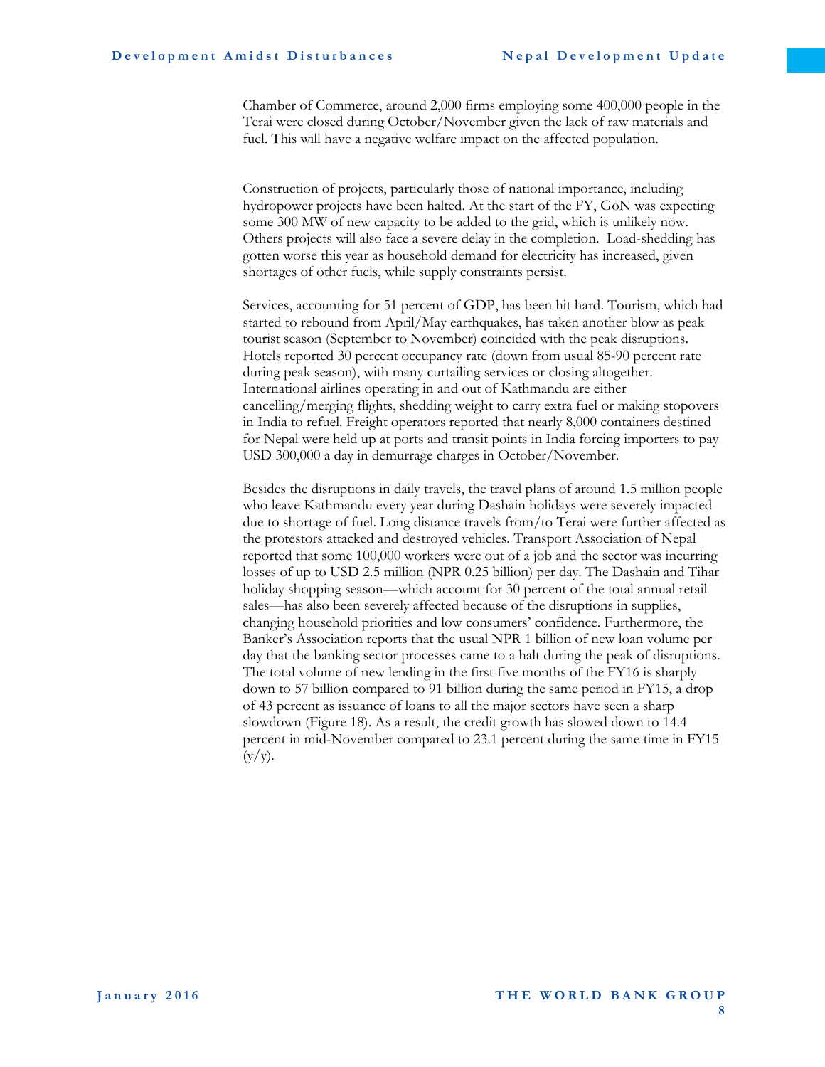Chamber of Commerce, around 2,000 firms employing some 400,000 people in the Terai were closed during October/November given the lack of raw materials and fuel. This will have a negative welfare impact on the affected population.

Construction of projects, particularly those of national importance, including hydropower projects have been halted. At the start of the FY, GoN was expecting some 300 MW of new capacity to be added to the grid, which is unlikely now. Others projects will also face a severe delay in the completion. Load-shedding has gotten worse this year as household demand for electricity has increased, given shortages of other fuels, while supply constraints persist.

Services, accounting for 51 percent of GDP, has been hit hard. Tourism, which had started to rebound from April/May earthquakes, has taken another blow as peak tourist season (September to November) coincided with the peak disruptions. Hotels reported 30 percent occupancy rate (down from usual 85-90 percent rate during peak season), with many curtailing services or closing altogether. International airlines operating in and out of Kathmandu are either cancelling/merging flights, shedding weight to carry extra fuel or making stopovers in India to refuel. Freight operators reported that nearly 8,000 containers destined for Nepal were held up at ports and transit points in India forcing importers to pay USD 300,000 a day in demurrage charges in October/November.

Besides the disruptions in daily travels, the travel plans of around 1.5 million people who leave Kathmandu every year during Dashain holidays were severely impacted due to shortage of fuel. Long distance travels from/to Terai were further affected as the protestors attacked and destroyed vehicles. Transport Association of Nepal reported that some 100,000 workers were out of a job and the sector was incurring losses of up to USD 2.5 million (NPR 0.25 billion) per day. The Dashain and Tihar holiday shopping season—which account for 30 percent of the total annual retail sales—has also been severely affected because of the disruptions in supplies, changing household priorities and low consumers' confidence. Furthermore, the Banker's Association reports that the usual NPR 1 billion of new loan volume per day that the banking sector processes came to a halt during the peak of disruptions. The total volume of new lending in the first five months of the FY16 is sharply down to 57 billion compared to 91 billion during the same period in FY15, a drop of 43 percent as issuance of loans to all the major sectors have seen a sharp slowdown (Figure 18). As a result, the credit growth has slowed down to 14.4 percent in mid-November compared to 23.1 percent during the same time in FY15 (y/y).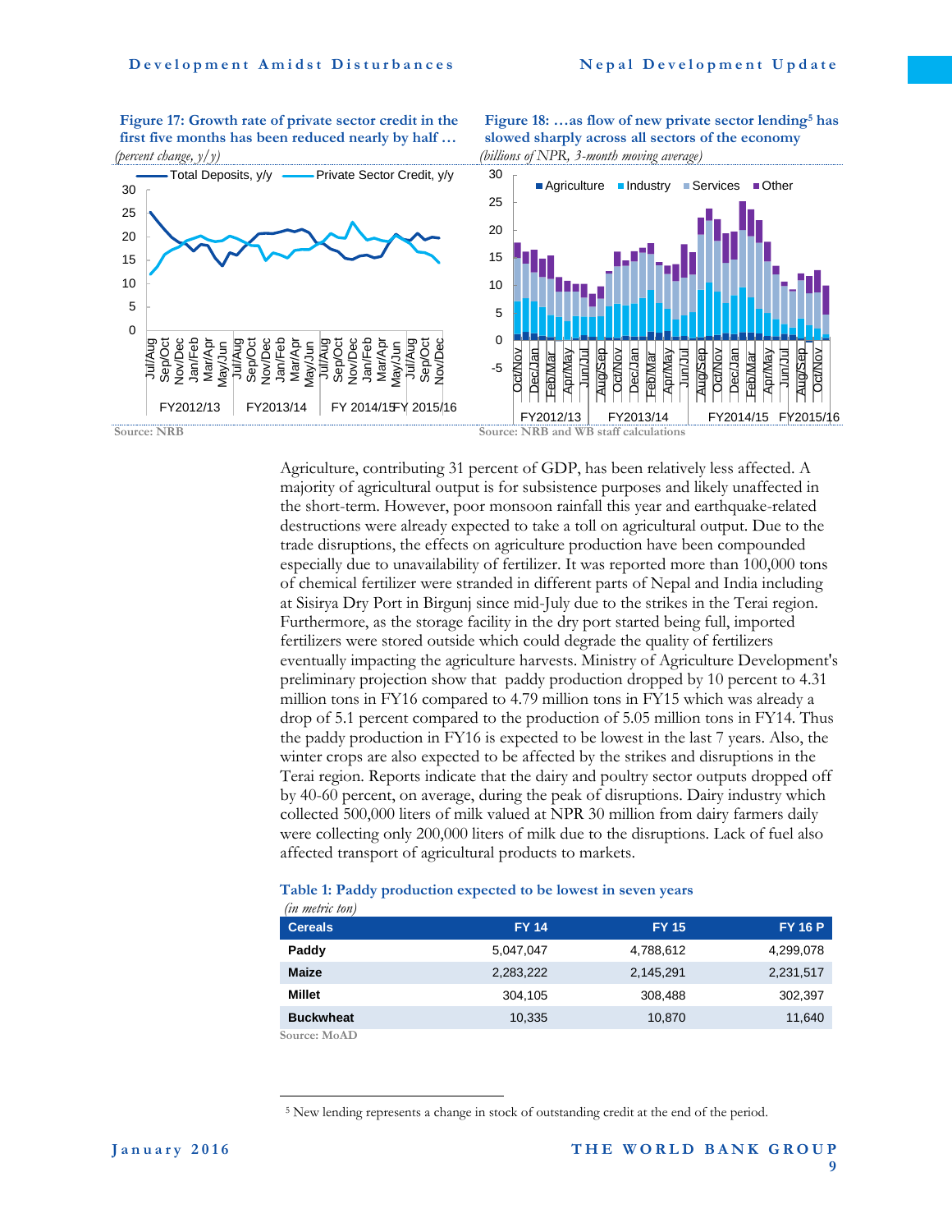**Figure 17: Growth rate of private sector credit in the first five months has been reduced nearly by half …**
*(percent change, y/y)*

Source: NRB

**Figure 18: …as flow of new private sector lending[5] has slowed sharply across all sectors of the economy**
*(billions of NPR, 3-month moving average)*

Source: NRB and WB staff calculations

Agriculture, contributing 31 percent of GDP, has been relatively less affected. A majority of agricultural output is for subsistence purposes and likely unaffected in the short-term. However, poor monsoon rainfall this year and earthquake-related destructions were already expected to take a toll on agricultural output. Due to the trade disruptions, the effects on agriculture production have been compounded especially due to unavailability of fertilizer. It was reported more than 100,000 tons of chemical fertilizer were stranded in different parts of Nepal and India including at Sisirya Dry Port in Birgunj since mid-July due to the strikes in the Terai region. Furthermore, as the storage facility in the dry port started being full, imported fertilizers were stored outside which could degrade the quality of fertilizers eventually impacting the agriculture harvests. Ministry of Agriculture Development's preliminary projection show that paddy production dropped by 10 percent to 4.31 million tons in FY16 compared to 4.79 million tons in FY15 which was already a drop of 5.1 percent compared to the production of 5.05 million tons in FY14. Thus the paddy production in FY16 is expected to be lowest in the last 7 years. Also, the winter crops are also expected to be affected by the strikes and disruptions in the Terai region. Reports indicate that the dairy and poultry sector outputs dropped off by 40-60 percent, on average, during the peak of disruptions. Dairy industry which collected 500,000 liters of milk valued at NPR 30 million from dairy farmers daily were collecting only 200,000 liters of milk due to the disruptions. Lack of fuel also affected transport of agricultural products to markets.

**Table 1: Paddy production expected to be lowest in seven years**
*(in metric ton)*

| Cereals | FY 14 | FY 15 | FY 16 P |
|---|---|---|---|
| Paddy | 5,047,047 | 4,788,612 | 4,299,078 |
| Maize | 2,283,222 | 2,145,291 | 2,231,517 |
| Millet | 304,105 | 308,488 | 302,397 |
| Buckwheat | 10,335 | 10,870 | 11,640 |

Source: MoAD

[5] New lending represents a change in stock of outstanding credit at the end of the period.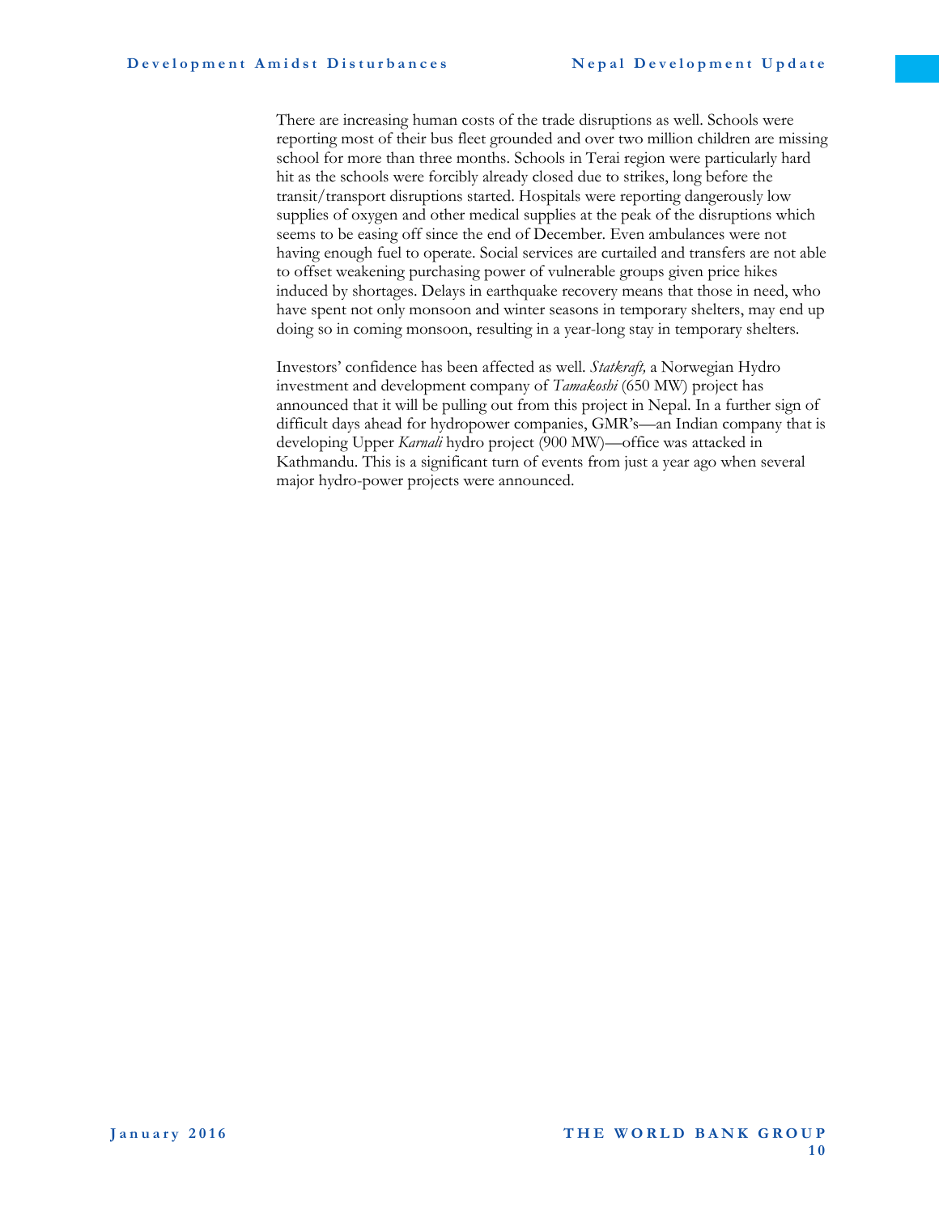There are increasing human costs of the trade disruptions as well. Schools were reporting most of their bus fleet grounded and over two million children are missing school for more than three months. Schools in Terai region were particularly hard hit as the schools were forcibly already closed due to strikes, long before the transit/transport disruptions started. Hospitals were reporting dangerously low supplies of oxygen and other medical supplies at the peak of the disruptions which seems to be easing off since the end of December. Even ambulances were not having enough fuel to operate. Social services are curtailed and transfers are not able to offset weakening purchasing power of vulnerable groups given price hikes induced by shortages. Delays in earthquake recovery means that those in need, who have spent not only monsoon and winter seasons in temporary shelters, may end up doing so in coming monsoon, resulting in a year-long stay in temporary shelters.

Investors' confidence has been affected as well. *Statkraft,* a Norwegian Hydro investment and development company of *Tamakoshi* (650 MW) project has announced that it will be pulling out from this project in Nepal. In a further sign of difficult days ahead for hydropower companies, GMR's—an Indian company that is developing Upper *Karnali* hydro project (900 MW)—office was attacked in Kathmandu. This is a significant turn of events from just a year ago when several major hydro-power projects were announced.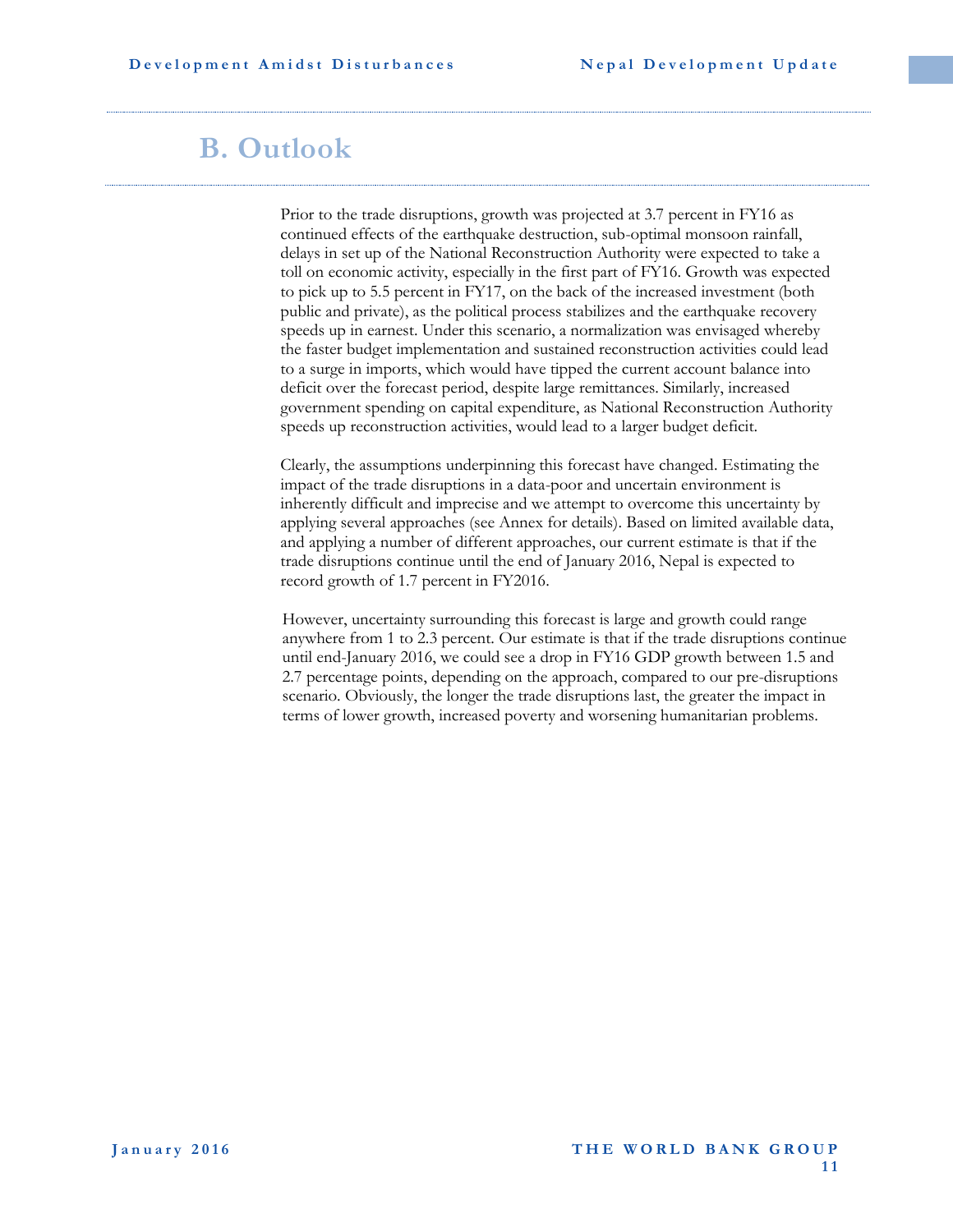## B. Outlook

Prior to the trade disruptions, growth was projected at 3.7 percent in FY16 as continued effects of the earthquake destruction, sub-optimal monsoon rainfall, delays in set up of the National Reconstruction Authority were expected to take a toll on economic activity, especially in the first part of FY16. Growth was expected to pick up to 5.5 percent in FY17, on the back of the increased investment (both public and private), as the political process stabilizes and the earthquake recovery speeds up in earnest. Under this scenario, a normalization was envisaged whereby the faster budget implementation and sustained reconstruction activities could lead to a surge in imports, which would have tipped the current account balance into deficit over the forecast period, despite large remittances. Similarly, increased government spending on capital expenditure, as National Reconstruction Authority speeds up reconstruction activities, would lead to a larger budget deficit.

Clearly, the assumptions underpinning this forecast have changed. Estimating the impact of the trade disruptions in a data-poor and uncertain environment is inherently difficult and imprecise and we attempt to overcome this uncertainty by applying several approaches (see Annex for details). Based on limited available data, and applying a number of different approaches, our current estimate is that if the trade disruptions continue until the end of January 2016, Nepal is expected to record growth of 1.7 percent in FY2016.

However, uncertainty surrounding this forecast is large and growth could range anywhere from 1 to 2.3 percent. Our estimate is that if the trade disruptions continue until end-January 2016, we could see a drop in FY16 GDP growth between 1.5 and 2.7 percentage points, depending on the approach, compared to our pre-disruptions scenario. Obviously, the longer the trade disruptions last, the greater the impact in terms of lower growth, increased poverty and worsening humanitarian problems.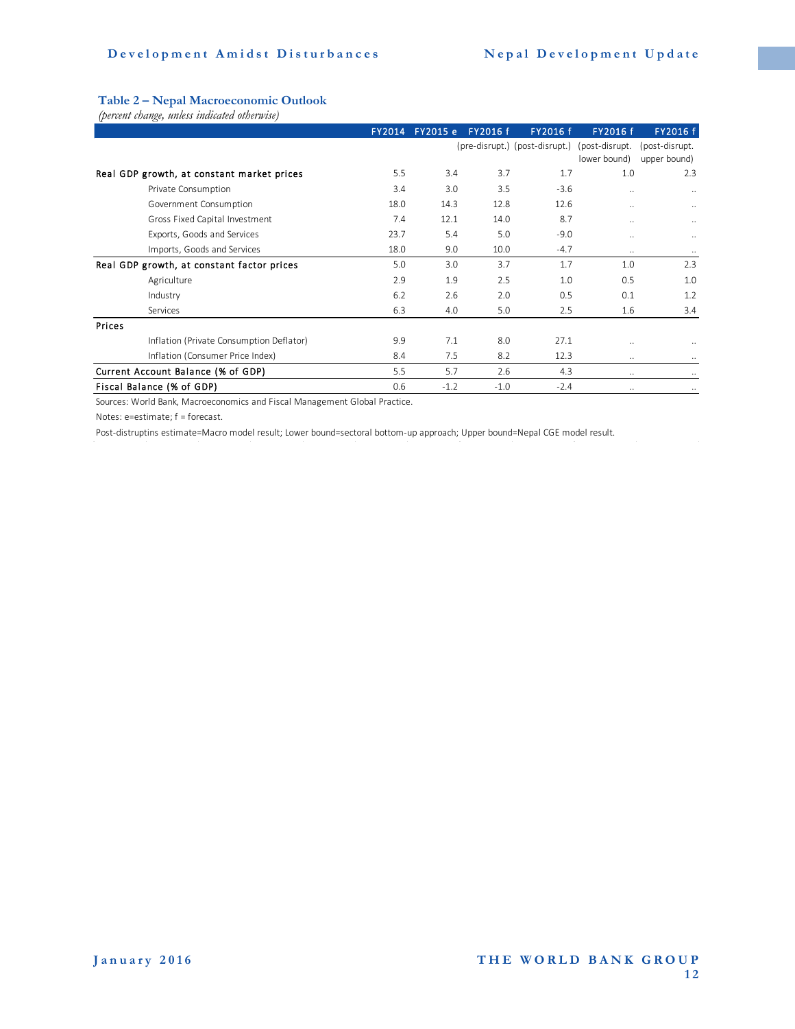### Table 2 – Nepal Macroeconomic Outlook

*(percent change, unless indicated otherwise)*

| | FY2014 | FY2015 e | FY2016 f (pre-disrupt.) | FY2016 f (post-disrupt.) | FY2016 f (post-disrupt. lower bound) | FY2016 f (post-disrupt. upper bound) |
|---|---|---|---|---|---|---|
| **Real GDP growth, at constant market prices** | 5.5 | 3.4 | 3.7 | 1.7 | 1.0 | 2.3 |
| Private Consumption | 3.4 | 3.0 | 3.5 | -3.6 | .. | .. |
| Government Consumption | 18.0 | 14.3 | 12.8 | 12.6 | .. | .. |
| Gross Fixed Capital Investment | 7.4 | 12.1 | 14.0 | 8.7 | .. | .. |
| Exports, Goods and Services | 23.7 | 5.4 | 5.0 | -9.0 | .. | .. |
| Imports, Goods and Services | 18.0 | 9.0 | 10.0 | -4.7 | .. | .. |
| **Real GDP growth, at constant factor prices** | 5.0 | 3.0 | 3.7 | 1.7 | 1.0 | 2.3 |
| Agriculture | 2.9 | 1.9 | 2.5 | 1.0 | 0.5 | 1.0 |
| Industry | 6.2 | 2.6 | 2.0 | 0.5 | 0.1 | 1.2 |
| Services | 6.3 | 4.0 | 5.0 | 2.5 | 1.6 | 3.4 |
| **Prices** | | | | | | |
| Inflation (Private Consumption Deflator) | 9.9 | 7.1 | 8.0 | 27.1 | .. | .. |
| Inflation (Consumer Price Index) | 8.4 | 7.5 | 8.2 | 12.3 | .. | .. |
| **Current Account Balance (% of GDP)** | 5.5 | 5.7 | 2.6 | 4.3 | .. | .. |
| **Fiscal Balance (% of GDP)** | 0.6 | -1.2 | -1.0 | -2.4 | .. | .. |

Sources: World Bank, Macroeconomics and Fiscal Management Global Practice.

Notes: e=estimate; f = forecast.

Post-distruptins estimate=Macro model result; Lower bound=sectoral bottom-up approach; Upper bound=Nepal CGE model result.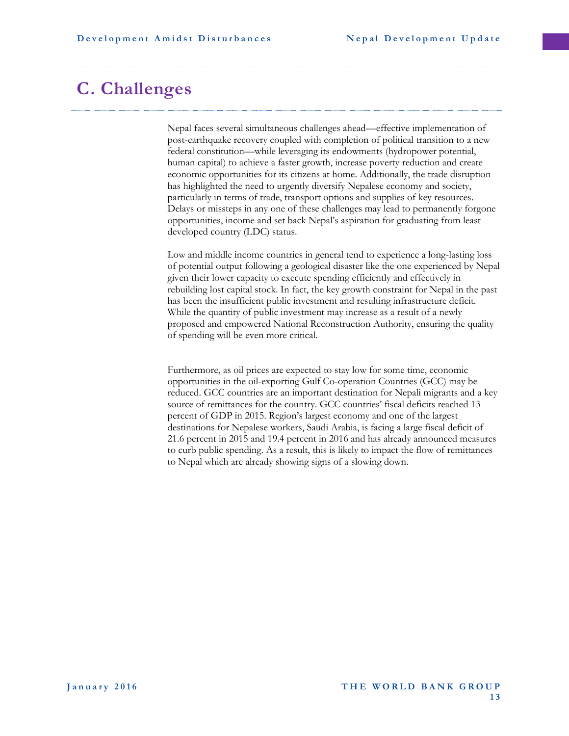# C. Challenges

Nepal faces several simultaneous challenges ahead—effective implementation of post-earthquake recovery coupled with completion of political transition to a new federal constitution—while leveraging its endowments (hydropower potential, human capital) to achieve a faster growth, increase poverty reduction and create economic opportunities for its citizens at home. Additionally, the trade disruption has highlighted the need to urgently diversify Nepalese economy and society, particularly in terms of trade, transport options and supplies of key resources. Delays or missteps in any one of these challenges may lead to permanently forgone opportunities, income and set back Nepal's aspiration for graduating from least developed country (LDC) status.

Low and middle income countries in general tend to experience a long-lasting loss of potential output following a geological disaster like the one experienced by Nepal given their lower capacity to execute spending efficiently and effectively in rebuilding lost capital stock. In fact, the key growth constraint for Nepal in the past has been the insufficient public investment and resulting infrastructure deficit. While the quantity of public investment may increase as a result of a newly proposed and empowered National Reconstruction Authority, ensuring the quality of spending will be even more critical.

Furthermore, as oil prices are expected to stay low for some time, economic opportunities in the oil-exporting Gulf Co-operation Countries (GCC) may be reduced. GCC countries are an important destination for Nepali migrants and a key source of remittances for the country. GCC countries' fiscal deficits reached 13 percent of GDP in 2015. Region's largest economy and one of the largest destinations for Nepalese workers, Saudi Arabia, is facing a large fiscal deficit of 21.6 percent in 2015 and 19.4 percent in 2016 and has already announced measures to curb public spending. As a result, this is likely to impact the flow of remittances to Nepal which are already showing signs of a slowing down.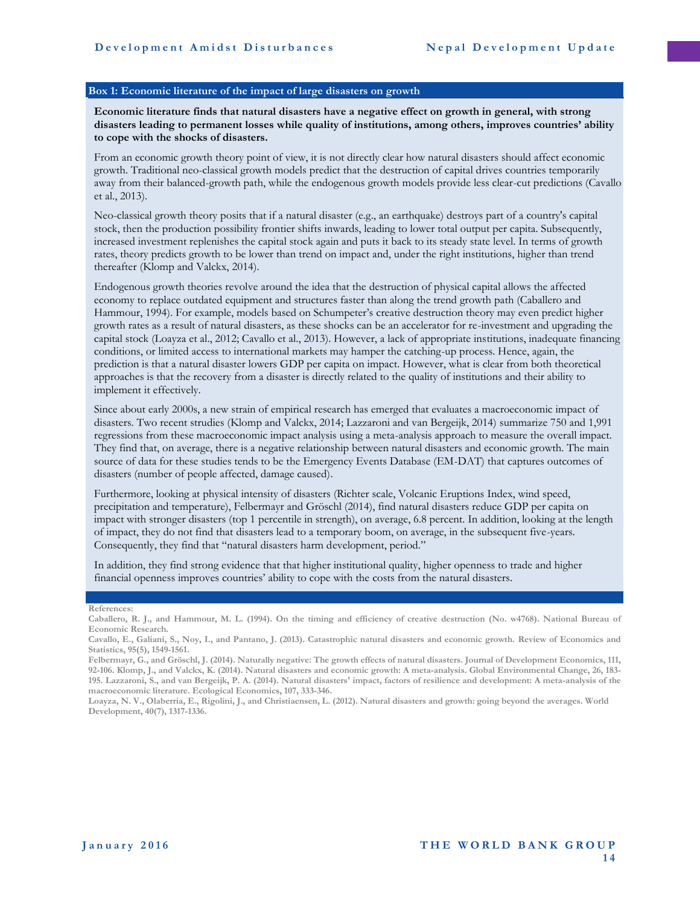### Box 1: Economic literature of the impact of large disasters on growth

**Economic literature finds that natural disasters have a negative effect on growth in general, with strong disasters leading to permanent losses while quality of institutions, among others, improves countries' ability to cope with the shocks of disasters.**

From an economic growth theory point of view, it is not directly clear how natural disasters should affect economic growth. Traditional neo-classical growth models predict that the destruction of capital drives countries temporarily away from their balanced-growth path, while the endogenous growth models provide less clear-cut predictions (Cavallo et al., 2013).

Neo-classical growth theory posits that if a natural disaster (e.g., an earthquake) destroys part of a country's capital stock, then the production possibility frontier shifts inwards, leading to lower total output per capita. Subsequently, increased investment replenishes the capital stock again and puts it back to its steady state level. In terms of growth rates, theory predicts growth to be lower than trend on impact and, under the right institutions, higher than trend thereafter (Klomp and Valckx, 2014).

Endogenous growth theories revolve around the idea that the destruction of physical capital allows the affected economy to replace outdated equipment and structures faster than along the trend growth path (Caballero and Hammour, 1994). For example, models based on Schumpeter's creative destruction theory may even predict higher growth rates as a result of natural disasters, as these shocks can be an accelerator for re-investment and upgrading the capital stock (Loayza et al., 2012; Cavallo et al., 2013). However, a lack of appropriate institutions, inadequate financing conditions, or limited access to international markets may hamper the catching-up process. Hence, again, the prediction is that a natural disaster lowers GDP per capita on impact. However, what is clear from both theoretical approaches is that the recovery from a disaster is directly related to the quality of institutions and their ability to implement it effectively.

Since about early 2000s, a new strain of empirical research has emerged that evaluates a macroeconomic impact of disasters. Two recent strudies (Klomp and Valckx, 2014; Lazzaroni and van Bergeijk, 2014) summarize 750 and 1,991 regressions from these macroeconomic impact analysis using a meta-analysis approach to measure the overall impact. They find that, on average, there is a negative relationship between natural disasters and economic growth. The main source of data for these studies tends to be the Emergency Events Database (EM-DAT) that captures outcomes of disasters (number of people affected, damage caused).

Furthermore, looking at physical intensity of disasters (Richter scale, Volcanic Eruptions Index, wind speed, precipitation and temperature), Felbermayr and Gröschl (2014), find natural disasters reduce GDP per capita on impact with stronger disasters (top 1 percentile in strength), on average, 6.8 percent. In addition, looking at the length of impact, they do not find that disasters lead to a temporary boom, on average, in the subsequent five-years. Consequently, they find that "natural disasters harm development, period."

In addition, they find strong evidence that that higher institutional quality, higher openness to trade and higher financial openness improves countries' ability to cope with the costs from the natural disasters.

**References:**

**Caballero, R. J., and Hammour, M. L. (1994). On the timing and efficiency of creative destruction (No. w4768). National Bureau of Economic Research.**

**Cavallo, E., Galiani, S., Noy, I., and Pantano, J. (2013). Catastrophic natural disasters and economic growth. Review of Economics and Statistics, 95(5), 1549-1561.**

**Felbermayr, G., and Gröschl, J. (2014). Naturally negative: The growth effects of natural disasters. Journal of Development Economics, 111, 92-106. Klomp, J., and Valckx, K. (2014). Natural disasters and economic growth: A meta-analysis. Global Environmental Change, 26, 183-195. Lazzaroni, S., and van Bergeijk, P. A. (2014). Natural disasters' impact, factors of resilience and development: A meta-analysis of the macroeconomic literature. Ecological Economics, 107, 333-346.**

**Loayza, N. V., Olaberria, E., Rigolini, J., and Christiaensen, L. (2012). Natural disasters and growth: going beyond the averages. World Development, 40(7), 1317-1336.**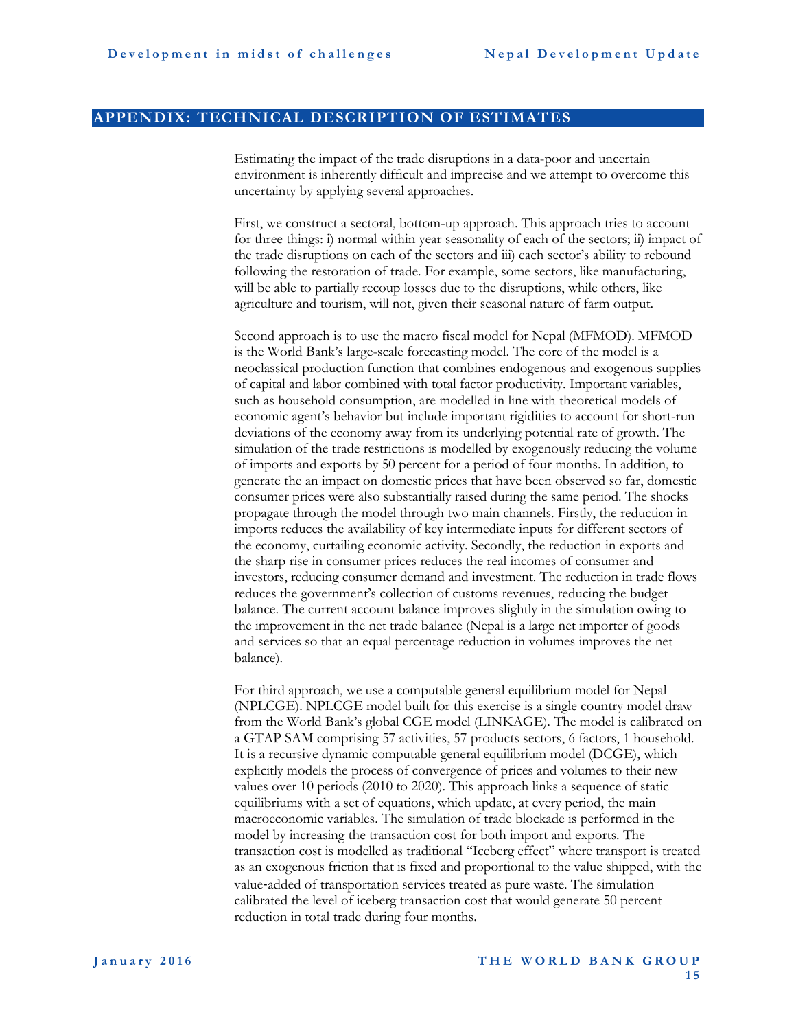## APPENDIX: TECHNICAL DESCRIPTION OF ESTIMATES

Estimating the impact of the trade disruptions in a data-poor and uncertain environment is inherently difficult and imprecise and we attempt to overcome this uncertainty by applying several approaches.

First, we construct a sectoral, bottom-up approach. This approach tries to account for three things: i) normal within year seasonality of each of the sectors; ii) impact of the trade disruptions on each of the sectors and iii) each sector's ability to rebound following the restoration of trade. For example, some sectors, like manufacturing, will be able to partially recoup losses due to the disruptions, while others, like agriculture and tourism, will not, given their seasonal nature of farm output.

Second approach is to use the macro fiscal model for Nepal (MFMOD). MFMOD is the World Bank's large-scale forecasting model. The core of the model is a neoclassical production function that combines endogenous and exogenous supplies of capital and labor combined with total factor productivity. Important variables, such as household consumption, are modelled in line with theoretical models of economic agent's behavior but include important rigidities to account for short-run deviations of the economy away from its underlying potential rate of growth. The simulation of the trade restrictions is modelled by exogenously reducing the volume of imports and exports by 50 percent for a period of four months. In addition, to generate the an impact on domestic prices that have been observed so far, domestic consumer prices were also substantially raised during the same period. The shocks propagate through the model through two main channels. Firstly, the reduction in imports reduces the availability of key intermediate inputs for different sectors of the economy, curtailing economic activity. Secondly, the reduction in exports and the sharp rise in consumer prices reduces the real incomes of consumer and investors, reducing consumer demand and investment. The reduction in trade flows reduces the government's collection of customs revenues, reducing the budget balance. The current account balance improves slightly in the simulation owing to the improvement in the net trade balance (Nepal is a large net importer of goods and services so that an equal percentage reduction in volumes improves the net balance).

For third approach, we use a computable general equilibrium model for Nepal (NPLCGE). NPLCGE model built for this exercise is a single country model draw from the World Bank's global CGE model (LINKAGE). The model is calibrated on a GTAP SAM comprising 57 activities, 57 products sectors, 6 factors, 1 household. It is a recursive dynamic computable general equilibrium model (DCGE), which explicitly models the process of convergence of prices and volumes to their new values over 10 periods (2010 to 2020). This approach links a sequence of static equilibriums with a set of equations, which update, at every period, the main macroeconomic variables. The simulation of trade blockade is performed in the model by increasing the transaction cost for both import and exports. The transaction cost is modelled as traditional "Iceberg effect" where transport is treated as an exogenous friction that is fixed and proportional to the value shipped, with the value-added of transportation services treated as pure waste. The simulation calibrated the level of iceberg transaction cost that would generate 50 percent reduction in total trade during four months.